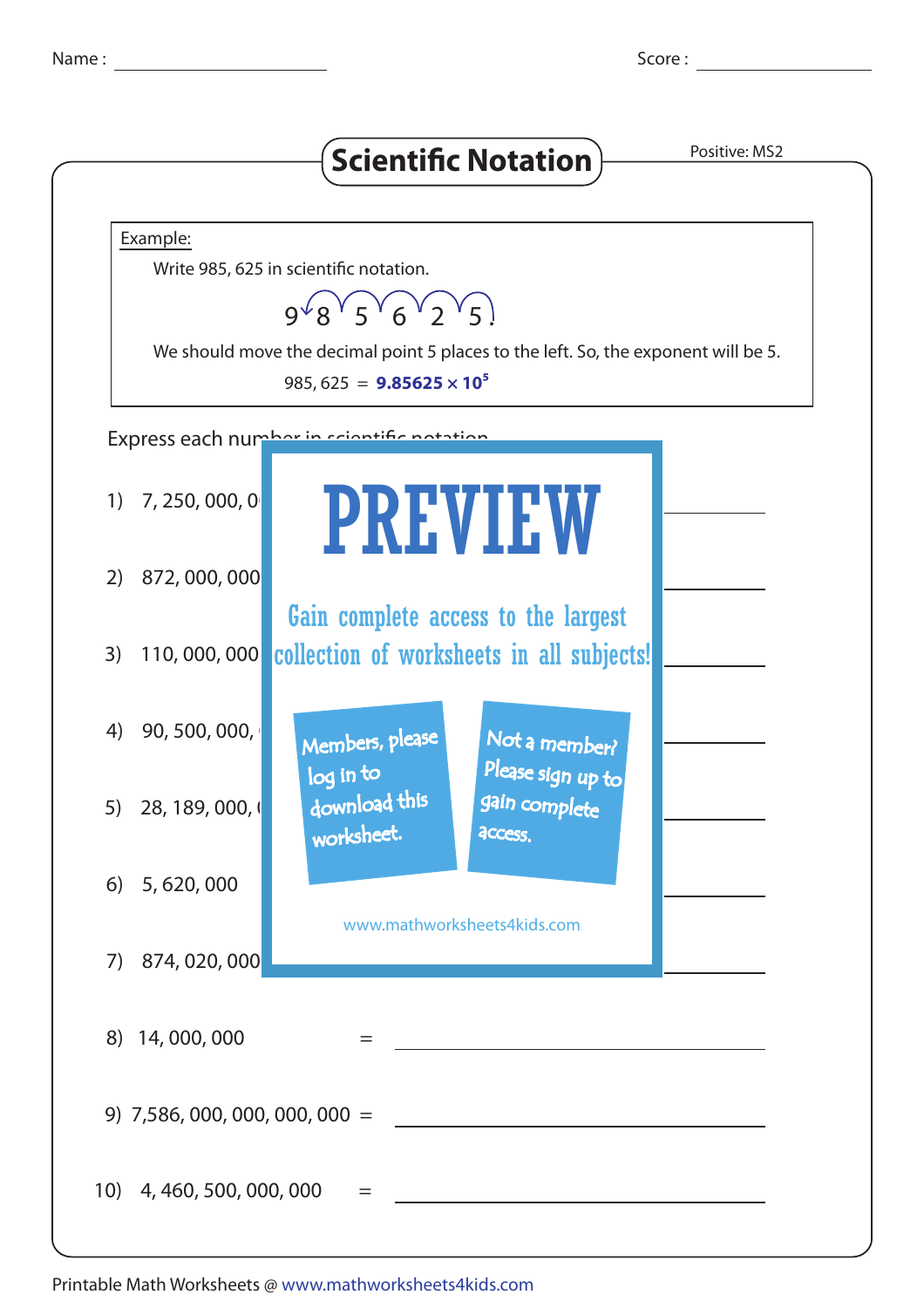Name : ________________ Score : ________________

# Scientific Notation

Positive: MS2

**Example:**

Write 985, 625 in scientific notation.

9 8 5 6 2 5 .

We should move the decimal point 5 places to the left. So, the exponent will be 5.

985, 625 = $\mathbf{9.85625 \times 10^5}$

Express each number in scientific notation.

1) 7, 250, 000, 0

2) 872, 000, 000

3) 110, 000, 000

4) 90, 500, 000,

5) 28, 189, 000,

6) 5, 620, 000

7) 874, 020, 000

8) 14, 000, 000 = ________________

9) 7,586, 000, 000, 000, 000 = ________________

10) 4, 460, 500, 000, 000 = ________________

PREVIEW

Gain complete access to the largest collection of worksheets in all subjects!

Members, please log in to download this worksheet.

Not a member? Please sign up to gain complete access.

www.mathworksheets4kids.com

Printable Math Worksheets @ www.mathworksheets4kids.com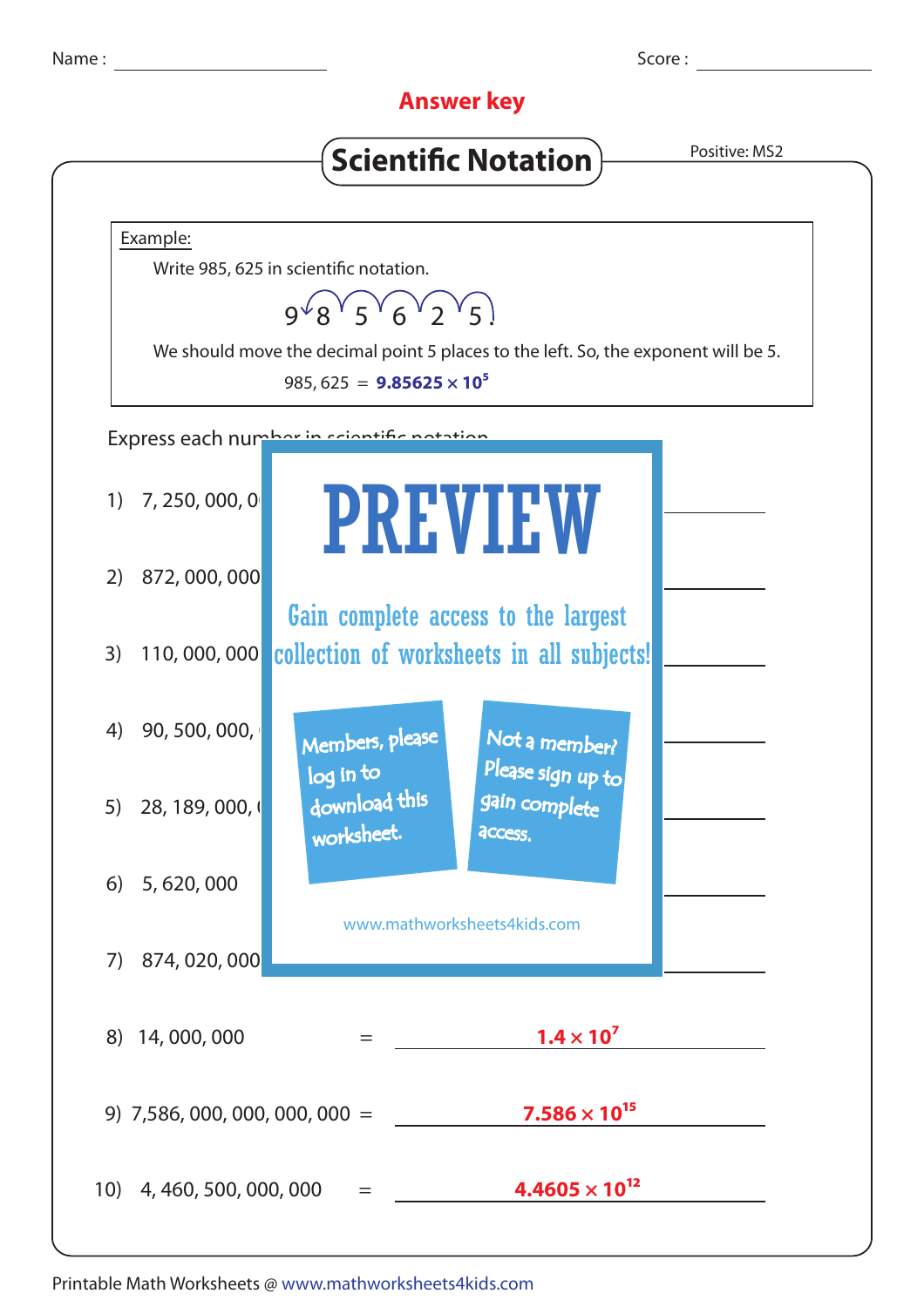Name : Score :

**Answer key**

# Scientific Notation

Positive: MS2

Example:

Write 985, 625 in scientific notation.

9 8 5 6 2 5 .

We should move the decimal point 5 places to the left. So, the exponent will be 5.

985, 625 = $\mathbf{9.85625 \times 10^5}$

Express each number in scientific notation.

1) 7, 250, 000, 0

2) 872, 000, 000

3) 110, 000, 000

4) 90, 500, 000,

5) 28, 189, 000,

6) 5, 620, 000

7) 874, 020, 000

PREVIEW

Gain complete access to the largest collection of worksheets in all subjects!

Members, please log in to download this worksheet.

Not a member? Please sign up to gain complete access.

www.mathworksheets4kids.com

8) 14, 000, 000 = $\mathbf{1.4 \times 10^7}$

9) 7,586, 000, 000, 000, 000 = $\mathbf{7.586 \times 10^{15}}$

10) 4, 460, 500, 000, 000 = $\mathbf{4.4605 \times 10^{12}}$

Printable Math Worksheets @ www.mathworksheets4kids.com